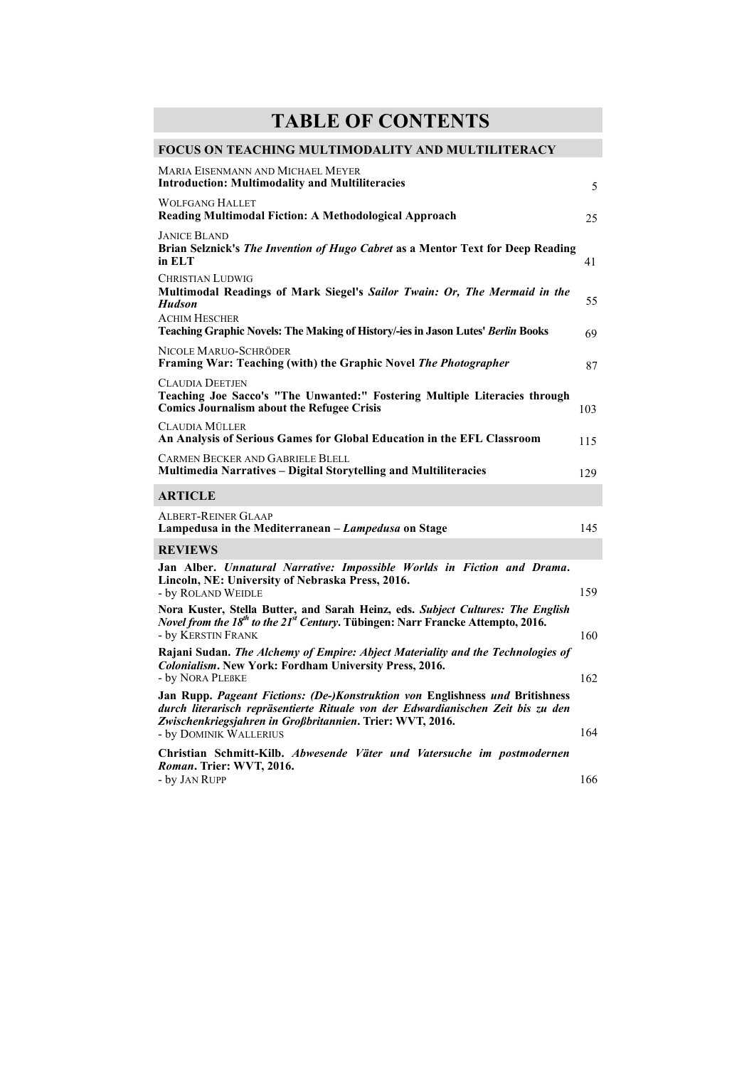# TABLE OF CONTENTS

## FOCUS ON TEACHING MULTIMODALITY AND MULTILITERACY

MARIA EISENMANN AND MICHAEL MEYER
**Introduction: Multimodality and Multiliteracies** 5

WOLFGANG HALLET
**Reading Multimodal Fiction: A Methodological Approach** 25

JANICE BLAND
**Brian Selznick's *The Invention of Hugo Cabret* as a Mentor Text for Deep Reading in ELT** 41

CHRISTIAN LUDWIG
**Multimodal Readings of Mark Siegel's *Sailor Twain: Or, The Mermaid in the Hudson*** 55

ACHIM HESCHER
**Teaching Graphic Novels: The Making of History/-ies in Jason Lutes' *Berlin* Books** 69

NICOLE MARUO-SCHRÖDER
**Framing War: Teaching (with) the Graphic Novel *The Photographer*** 87

CLAUDIA DEETJEN
**Teaching Joe Sacco's "The Unwanted:" Fostering Multiple Literacies through Comics Journalism about the Refugee Crisis** 103

CLAUDIA MÜLLER
**An Analysis of Serious Games for Global Education in the EFL Classroom** 115

CARMEN BECKER AND GABRIELE BLELL
**Multimedia Narratives – Digital Storytelling and Multiliteracies** 129

## ARTICLE

ALBERT-REINER GLAAP
**Lampedusa in the Mediterranean – *Lampedusa* on Stage** 145

## REVIEWS

**Jan Alber. *Unnatural Narrative: Impossible Worlds in Fiction and Drama*. Lincoln, NE: University of Nebraska Press, 2016.**
- by ROLAND WEIDLE 159

**Nora Kuster, Stella Butter, and Sarah Heinz, eds. *Subject Cultures: The English Novel from the 18th to the 21st Century*. Tübingen: Narr Francke Attempto, 2016.**
- by KERSTIN FRANK 160

**Rajani Sudan. *The Alchemy of Empire: Abject Materiality and the Technologies of Colonialism*. New York: Fordham University Press, 2016.**
- by NORA PLEßKE 162

**Jan Rupp. *Pageant Fictions: (De-)Konstruktion von* Englishness *und* Britishness *durch literarisch repräsentierte Rituale von der Edwardianischen Zeit bis zu den Zwischenkriegsjahren in Großbritannien*. Trier: WVT, 2016.**
- by DOMINIK WALLERIUS 164

**Christian Schmitt-Kilb. *Abwesende Väter und Vatersuche im postmodernen Roman*. Trier: WVT, 2016.**
- by JAN RUPP 166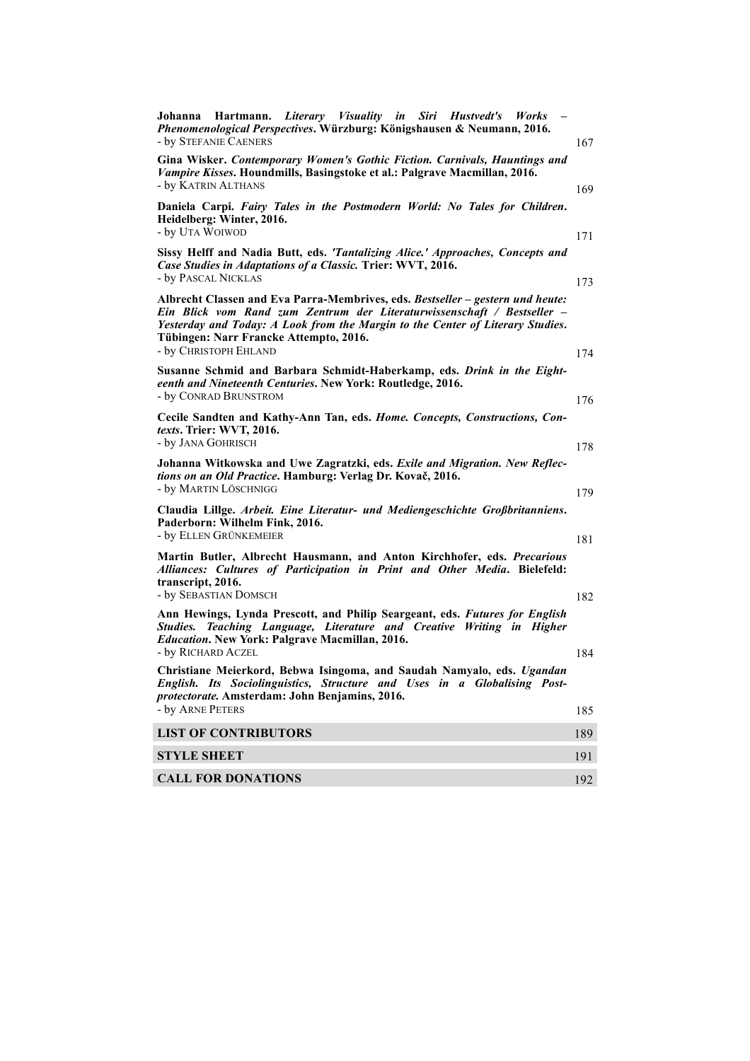**Johanna Hartmann.** ***Literary Visuality in Siri Hustvedt's Works – Phenomenological Perspectives*****. Würzburg: Königshausen & Neumann, 2016.**
- by STEFANIE CAENERS 167

**Gina Wisker.** ***Contemporary Women's Gothic Fiction. Carnivals, Hauntings and Vampire Kisses*****. Houndmills, Basingstoke et al.: Palgrave Macmillan, 2016.**
- by KATRIN ALTHANS 169

**Daniela Carpi.** ***Fairy Tales in the Postmodern World: No Tales for Children*****. Heidelberg: Winter, 2016.**
- by UTA WOIWOD 171

**Sissy Helff and Nadia Butt, eds.** ***'Tantalizing Alice.' Approaches, Concepts and Case Studies in Adaptations of a Classic.*** **Trier: WVT, 2016.**
- by PASCAL NICKLAS 173

**Albrecht Classen and Eva Parra-Membrives, eds.** ***Bestseller – gestern und heute: Ein Blick vom Rand zum Zentrum der Literaturwissenschaft / Bestseller – Yesterday and Today: A Look from the Margin to the Center of Literary Studies*****. Tübingen: Narr Francke Attempto, 2016.**
- by CHRISTOPH EHLAND 174

**Susanne Schmid and Barbara Schmidt-Haberkamp, eds.** ***Drink in the Eighteenth and Nineteenth Centuries*****. New York: Routledge, 2016.**
- by CONRAD BRUNSTROM 176

**Cecile Sandten and Kathy-Ann Tan, eds.** ***Home. Concepts, Constructions, Contexts*****. Trier: WVT, 2016.**
- by JANA GOHRISCH 178

**Johanna Witkowska and Uwe Zagratzki, eds.** ***Exile and Migration. New Reflections on an Old Practice*****. Hamburg: Verlag Dr. Kovač, 2016.**
- by MARTIN LÖSCHNIGG 179

**Claudia Lillge.** ***Arbeit. Eine Literatur- und Mediengeschichte Großbritanniens*****. Paderborn: Wilhelm Fink, 2016.**
- by ELLEN GRÜNKEMEIER 181

**Martin Butler, Albrecht Hausmann, and Anton Kirchhofer, eds.** ***Precarious Alliances: Cultures of Participation in Print and Other Media*****. Bielefeld: transcript, 2016.**
- by SEBASTIAN DOMSCH 182

**Ann Hewings, Lynda Prescott, and Philip Seargeant, eds.** ***Futures for English Studies. Teaching Language, Literature and Creative Writing in Higher Education*****. New York: Palgrave Macmillan, 2016.**
- by RICHARD ACZEL 184

**Christiane Meierkord, Bebwa Isingoma, and Saudah Namyalo, eds.** ***Ugandan English. Its Sociolinguistics, Structure and Uses in a Globalising Post-protectorate.*** **Amsterdam: John Benjamins, 2016.**
- by ARNE PETERS 185

**LIST OF CONTRIBUTORS** 189

**STYLE SHEET** 191

**CALL FOR DONATIONS** 192